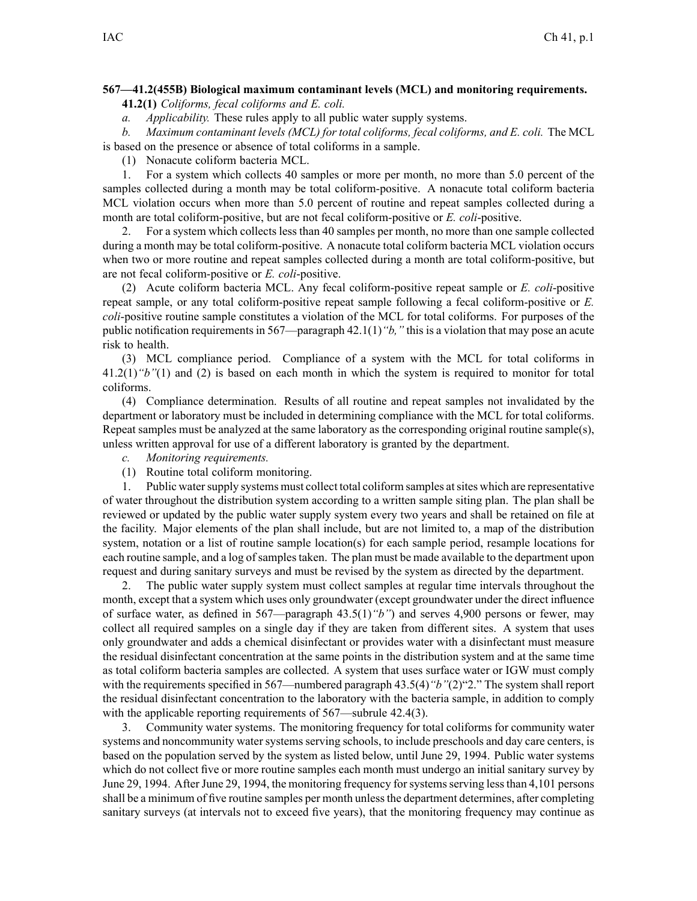**567—41.2(455B) Biological maximum contaminant levels (MCL) and monitoring requirements.**

**41.2(1)** *Coliforms, fecal coliforms and E. coli.*

*a. Applicability.* These rules apply to all public water supply systems.

*b. Maximum contaminant levels (MCL) for total coliforms, fecal coliforms, and E. coli.* The MCL is based on the presence or absence of total coliforms in a sample.

(1) Nonacute coliform bacteria MCL.

1. For a system which collects 40 samples or more per month, no more than 5.0 percent of the samples collected during a month may be total coliform-positive. A nonacute total coliform bacteria MCL violation occurs when more than 5.0 percent of routine and repeat samples collected during a month are total coliform-positive, but are not fecal coliform-positive or *E. coli*-positive.

2. For a system which collects less than 40 samples per month, no more than one sample collected during a month may be total coliform-positive. A nonacute total coliform bacteria MCL violation occurs when two or more routine and repeat samples collected during a month are total coliform-positive, but are not fecal coliform-positive or *E. coli*-positive.

(2) Acute coliform bacteria MCL. Any fecal coliform-positive repeat sample or *E. coli*-positive repeat sample, or any total coliform-positive repeat sample following a fecal coliform-positive or *E. coli*-positive routine sample constitutes a violation of the MCL for total coliforms. For purposes of the public notification requirements in 567—paragraph 42.1(1)*"b,"* this is a violation that may pose an acute risk to health.

(3) MCL compliance period. Compliance of a system with the MCL for total coliforms in 41.2(1)*"b"*(1) and (2) is based on each month in which the system is required to monitor for total coliforms.

(4) Compliance determination. Results of all routine and repeat samples not invalidated by the department or laboratory must be included in determining compliance with the MCL for total coliforms. Repeat samples must be analyzed at the same laboratory as the corresponding original routine sample(s), unless written approval for use of a different laboratory is granted by the department.

*c. Monitoring requirements.*

(1) Routine total coliform monitoring.

1. Public water supply systems must collect total coliform samples at sites which are representative of water throughout the distribution system according to a written sample siting plan. The plan shall be reviewed or updated by the public water supply system every two years and shall be retained on file at the facility. Major elements of the plan shall include, but are not limited to, a map of the distribution system, notation or a list of routine sample location(s) for each sample period, resample locations for each routine sample, and a log of samples taken. The plan must be made available to the department upon request and during sanitary surveys and must be revised by the system as directed by the department.

2. The public water supply system must collect samples at regular time intervals throughout the month, except that a system which uses only groundwater (except groundwater under the direct influence of surface water, as defined in 567—paragraph 43.5(1)*"b"*) and serves 4,900 persons or fewer, may collect all required samples on a single day if they are taken from different sites. A system that uses only groundwater and adds a chemical disinfectant or provides water with a disinfectant must measure the residual disinfectant concentration at the same points in the distribution system and at the same time as total coliform bacteria samples are collected. A system that uses surface water or IGW must comply with the requirements specified in 567—numbered paragraph 43.5(4)*"b"*(2)"2." The system shall report the residual disinfectant concentration to the laboratory with the bacteria sample, in addition to comply with the applicable reporting requirements of 567—subrule 42.4(3).

3. Community water systems. The monitoring frequency for total coliforms for community water systems and noncommunity water systems serving schools, to include preschools and day care centers, is based on the population served by the system as listed below, until June 29, 1994. Public water systems which do not collect five or more routine samples each month must undergo an initial sanitary survey by June 29, 1994. After June 29, 1994, the monitoring frequency for systems serving less than 4,101 persons shall be a minimum of five routine samples per month unless the department determines, after completing sanitary surveys (at intervals not to exceed five years), that the monitoring frequency may continue as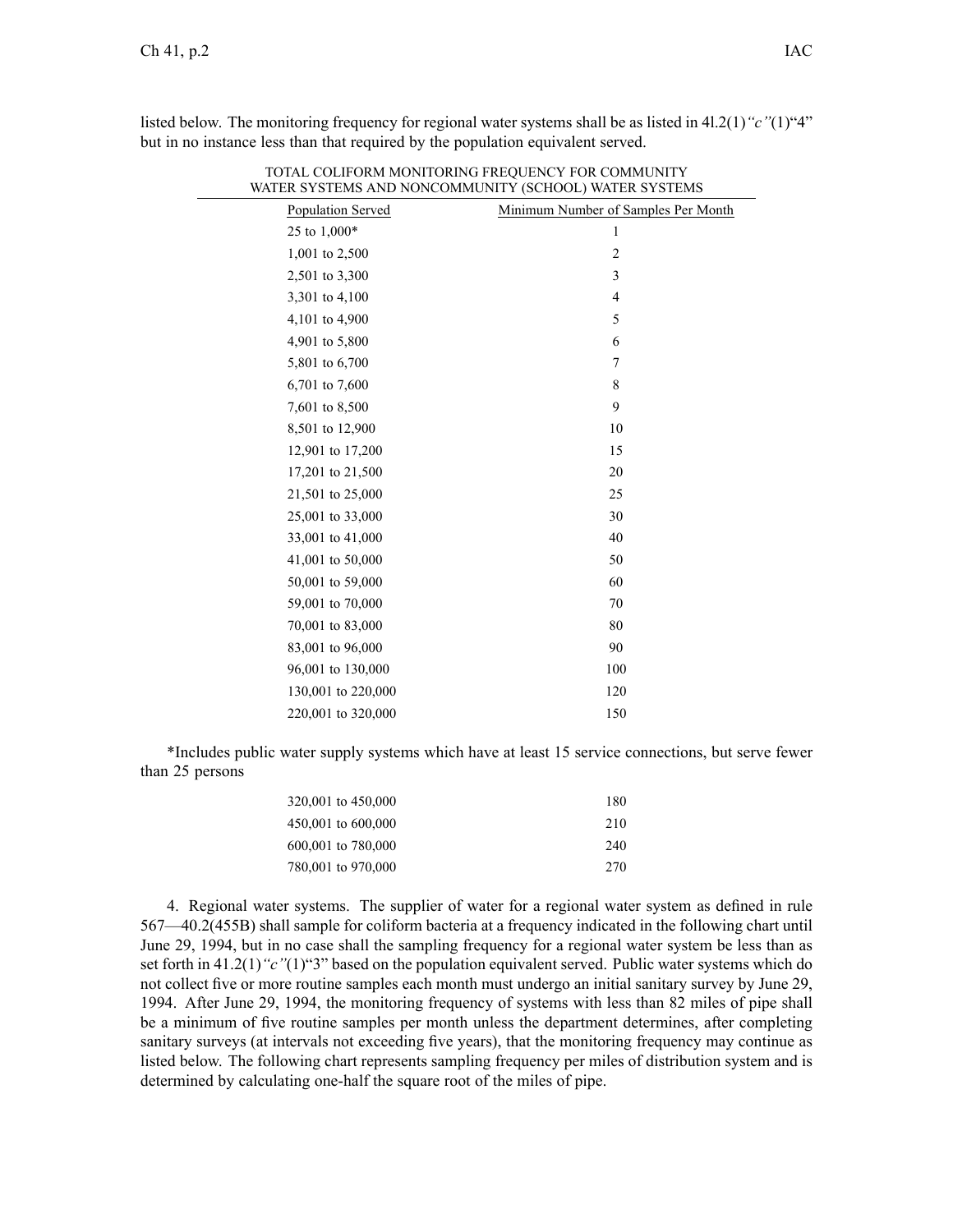listed below. The monitoring frequency for regional water systems shall be as listed in 4l.2(1)*"c"*(1)"4" but in no instance less than that required by the population equivalent served.

TOTAL COLIFORM MONITORING FREQUENCY FOR COMMUNITY WATER SYSTEMS AND NONCOMMUNITY (SCHOOL) WATER SYSTEMS

| Population Served | Minimum Number of Samples Per Month |
|---|---|
| 25 to 1,000* | 1 |
| 1,001 to 2,500 | 2 |
| 2,501 to 3,300 | 3 |
| 3,301 to 4,100 | 4 |
| 4,101 to 4,900 | 5 |
| 4,901 to 5,800 | 6 |
| 5,801 to 6,700 | 7 |
| 6,701 to 7,600 | 8 |
| 7,601 to 8,500 | 9 |
| 8,501 to 12,900 | 10 |
| 12,901 to 17,200 | 15 |
| 17,201 to 21,500 | 20 |
| 21,501 to 25,000 | 25 |
| 25,001 to 33,000 | 30 |
| 33,001 to 41,000 | 40 |
| 41,001 to 50,000 | 50 |
| 50,001 to 59,000 | 60 |
| 59,001 to 70,000 | 70 |
| 70,001 to 83,000 | 80 |
| 83,001 to 96,000 | 90 |
| 96,001 to 130,000 | 100 |
| 130,001 to 220,000 | 120 |
| 220,001 to 320,000 | 150 |
| 320,001 to 450,000 | 180 |
| 450,001 to 600,000 | 210 |
| 600,001 to 780,000 | 240 |
| 780,001 to 970,000 | 270 |

*Includes public water supply systems which have at least 15 service connections, but serve fewer than 25 persons

4. Regional water systems. The supplier of water for a regional water system as defined in rule 567—40.2(455B) shall sample for coliform bacteria at a frequency indicated in the following chart until June 29, 1994, but in no case shall the sampling frequency for a regional water system be less than as set forth in 41.2(1)*"c"*(1)"3" based on the population equivalent served. Public water systems which do not collect five or more routine samples each month must undergo an initial sanitary survey by June 29, 1994. After June 29, 1994, the monitoring frequency of systems with less than 82 miles of pipe shall be a minimum of five routine samples per month unless the department determines, after completing sanitary surveys (at intervals not exceeding five years), that the monitoring frequency may continue as listed below. The following chart represents sampling frequency per miles of distribution system and is determined by calculating one-half the square root of the miles of pipe.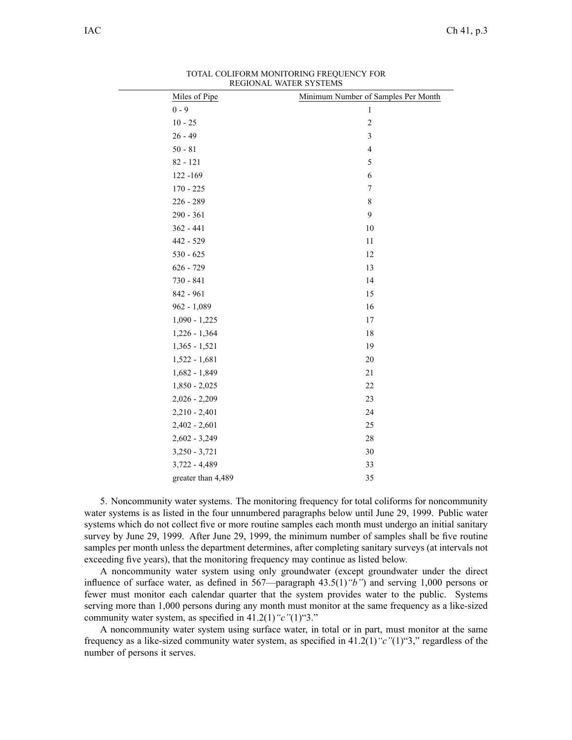TOTAL COLIFORM MONITORING FREQUENCY FOR REGIONAL WATER SYSTEMS

| Miles of Pipe | Minimum Number of Samples Per Month |
|---|---|
| 0 - 9 | 1 |
| 10 - 25 | 2 |
| 26 - 49 | 3 |
| 50 - 81 | 4 |
| 82 - 121 | 5 |
| 122 -169 | 6 |
| 170 - 225 | 7 |
| 226 - 289 | 8 |
| 290 - 361 | 9 |
| 362 - 441 | 10 |
| 442 - 529 | 11 |
| 530 - 625 | 12 |
| 626 - 729 | 13 |
| 730 - 841 | 14 |
| 842 - 961 | 15 |
| 962 - 1,089 | 16 |
| 1,090 - 1,225 | 17 |
| 1,226 - 1,364 | 18 |
| 1,365 - 1,521 | 19 |
| 1,522 - 1,681 | 20 |
| 1,682 - 1,849 | 21 |
| 1,850 - 2,025 | 22 |
| 2,026 - 2,209 | 23 |
| 2,210 - 2,401 | 24 |
| 2,402 - 2,601 | 25 |
| 2,602 - 3,249 | 28 |
| 3,250 - 3,721 | 30 |
| 3,722 - 4,489 | 33 |
| greater than 4,489 | 35 |

5. Noncommunity water systems. The monitoring frequency for total coliforms for noncommunity water systems is as listed in the four unnumbered paragraphs below until June 29, 1999. Public water systems which do not collect five or more routine samples each month must undergo an initial sanitary survey by June 29, 1999. After June 29, 1999, the minimum number of samples shall be five routine samples per month unless the department determines, after completing sanitary surveys (at intervals not exceeding five years), that the monitoring frequency may continue as listed below.

A noncommunity water system using only groundwater (except groundwater under the direct influence of surface water, as defined in 567—paragraph 43.5(1)*"b"*) and serving 1,000 persons or fewer must monitor each calendar quarter that the system provides water to the public. Systems serving more than 1,000 persons during any month must monitor at the same frequency as a like-sized community water system, as specified in 41.2(1)*"c"*(1)"3."

A noncommunity water system using surface water, in total or in part, must monitor at the same frequency as a like-sized community water system, as specified in 41.2(1)*"c"*(1)"3," regardless of the number of persons it serves.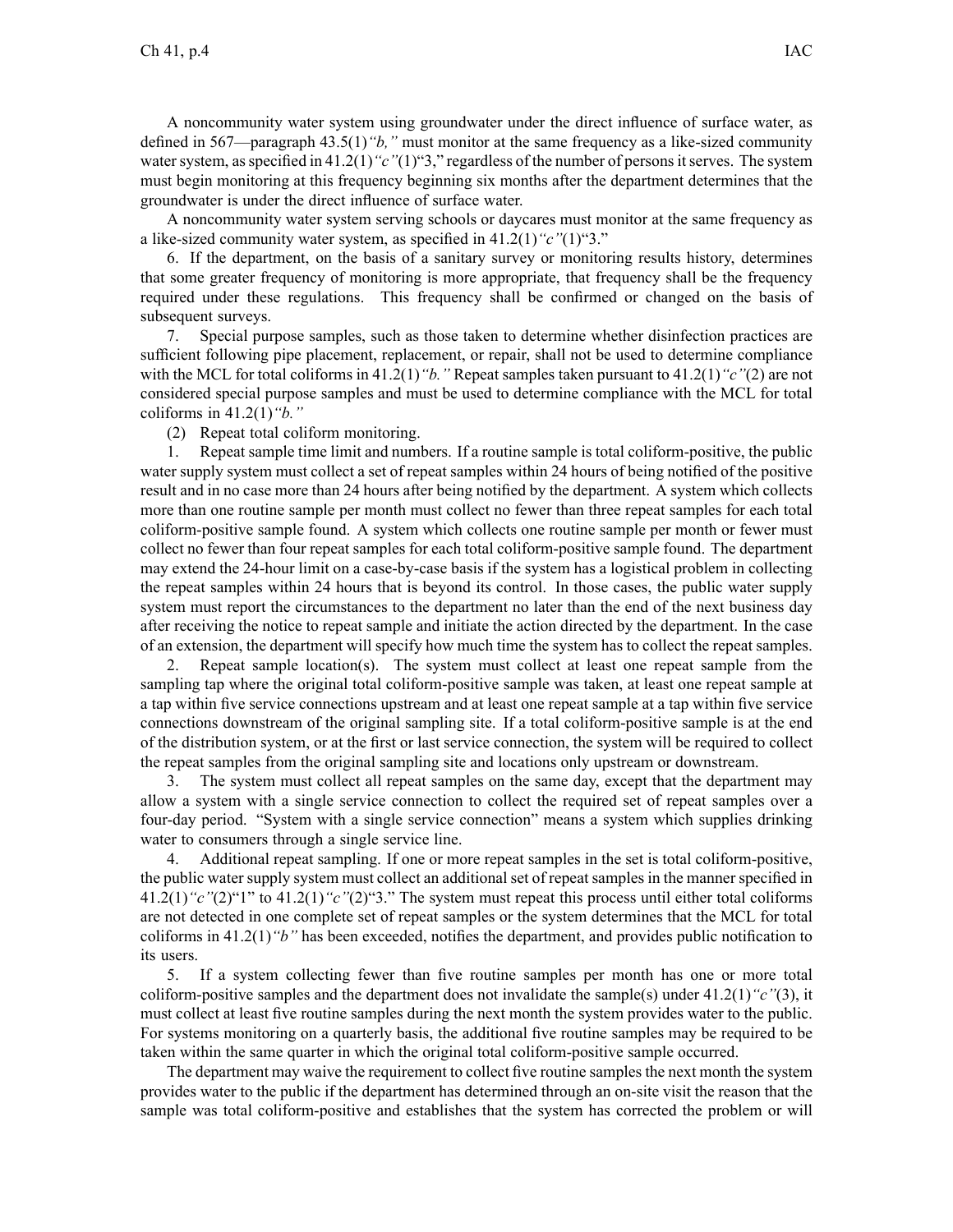A noncommunity water system using groundwater under the direct influence of surface water, as defined in 567—paragraph 43.5(1)*"b,"* must monitor at the same frequency as a like-sized community water system, as specified in 41.2(1)*"c"*(1)"3," regardless of the number of persons it serves. The system must begin monitoring at this frequency beginning six months after the department determines that the groundwater is under the direct influence of surface water.

A noncommunity water system serving schools or daycares must monitor at the same frequency as a like-sized community water system, as specified in 41.2(1)*"c"*(1)"3."

6. If the department, on the basis of a sanitary survey or monitoring results history, determines that some greater frequency of monitoring is more appropriate, that frequency shall be the frequency required under these regulations. This frequency shall be confirmed or changed on the basis of subsequent surveys.

7. Special purpose samples, such as those taken to determine whether disinfection practices are sufficient following pipe placement, replacement, or repair, shall not be used to determine compliance with the MCL for total coliforms in 41.2(1)*"b."* Repeat samples taken pursuant to 41.2(1)*"c"*(2) are not considered special purpose samples and must be used to determine compliance with the MCL for total coliforms in 41.2(1)*"b."*

(2) Repeat total coliform monitoring.

1. Repeat sample time limit and numbers. If a routine sample is total coliform-positive, the public water supply system must collect a set of repeat samples within 24 hours of being notified of the positive result and in no case more than 24 hours after being notified by the department. A system which collects more than one routine sample per month must collect no fewer than three repeat samples for each total coliform-positive sample found. A system which collects one routine sample per month or fewer must collect no fewer than four repeat samples for each total coliform-positive sample found. The department may extend the 24-hour limit on a case-by-case basis if the system has a logistical problem in collecting the repeat samples within 24 hours that is beyond its control. In those cases, the public water supply system must report the circumstances to the department no later than the end of the next business day after receiving the notice to repeat sample and initiate the action directed by the department. In the case of an extension, the department will specify how much time the system has to collect the repeat samples.

2. Repeat sample location(s). The system must collect at least one repeat sample from the sampling tap where the original total coliform-positive sample was taken, at least one repeat sample at a tap within five service connections upstream and at least one repeat sample at a tap within five service connections downstream of the original sampling site. If a total coliform-positive sample is at the end of the distribution system, or at the first or last service connection, the system will be required to collect the repeat samples from the original sampling site and locations only upstream or downstream.

3. The system must collect all repeat samples on the same day, except that the department may allow a system with a single service connection to collect the required set of repeat samples over a four-day period. "System with a single service connection" means a system which supplies drinking water to consumers through a single service line.

4. Additional repeat sampling. If one or more repeat samples in the set is total coliform-positive, the public water supply system must collect an additional set of repeat samples in the manner specified in 41.2(1)*"c"*(2)"1" to 41.2(1)*"c"*(2)"3." The system must repeat this process until either total coliforms are not detected in one complete set of repeat samples or the system determines that the MCL for total coliforms in 41.2(1)*"b"* has been exceeded, notifies the department, and provides public notification to its users.

5. If a system collecting fewer than five routine samples per month has one or more total coliform-positive samples and the department does not invalidate the sample(s) under 41.2(1)*"c"*(3), it must collect at least five routine samples during the next month the system provides water to the public. For systems monitoring on a quarterly basis, the additional five routine samples may be required to be taken within the same quarter in which the original total coliform-positive sample occurred.

The department may waive the requirement to collect five routine samples the next month the system provides water to the public if the department has determined through an on-site visit the reason that the sample was total coliform-positive and establishes that the system has corrected the problem or will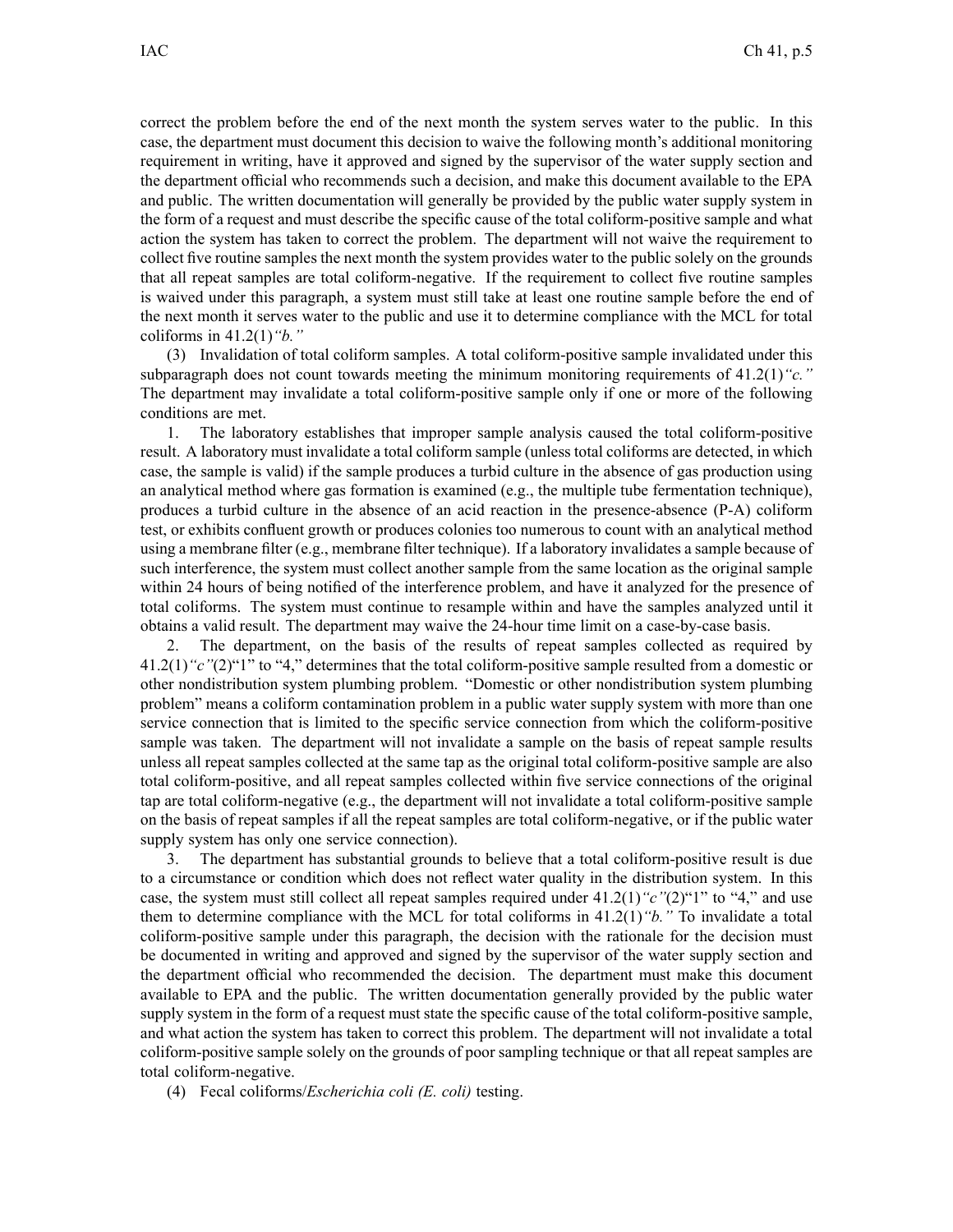correct the problem before the end of the next month the system serves water to the public. In this case, the department must document this decision to waive the following month's additional monitoring requirement in writing, have it approved and signed by the supervisor of the water supply section and the department official who recommends such a decision, and make this document available to the EPA and public. The written documentation will generally be provided by the public water supply system in the form of a request and must describe the specific cause of the total coliform-positive sample and what action the system has taken to correct the problem. The department will not waive the requirement to collect five routine samples the next month the system provides water to the public solely on the grounds that all repeat samples are total coliform-negative. If the requirement to collect five routine samples is waived under this paragraph, a system must still take at least one routine sample before the end of the next month it serves water to the public and use it to determine compliance with the MCL for total coliforms in 41.2(1)*"b."*

(3) Invalidation of total coliform samples. A total coliform-positive sample invalidated under this subparagraph does not count towards meeting the minimum monitoring requirements of 41.2(1)*"c."* The department may invalidate a total coliform-positive sample only if one or more of the following conditions are met.

1. The laboratory establishes that improper sample analysis caused the total coliform-positive result. A laboratory must invalidate a total coliform sample (unless total coliforms are detected, in which case, the sample is valid) if the sample produces a turbid culture in the absence of gas production using an analytical method where gas formation is examined (e.g., the multiple tube fermentation technique), produces a turbid culture in the absence of an acid reaction in the presence-absence (P-A) coliform test, or exhibits confluent growth or produces colonies too numerous to count with an analytical method using a membrane filter (e.g., membrane filter technique). If a laboratory invalidates a sample because of such interference, the system must collect another sample from the same location as the original sample within 24 hours of being notified of the interference problem, and have it analyzed for the presence of total coliforms. The system must continue to resample within and have the samples analyzed until it obtains a valid result. The department may waive the 24-hour time limit on a case-by-case basis.

2. The department, on the basis of the results of repeat samples collected as required by 41.2(1)*"c"*(2)"1" to "4," determines that the total coliform-positive sample resulted from a domestic or other nondistribution system plumbing problem. "Domestic or other nondistribution system plumbing problem" means a coliform contamination problem in a public water supply system with more than one service connection that is limited to the specific service connection from which the coliform-positive sample was taken. The department will not invalidate a sample on the basis of repeat sample results unless all repeat samples collected at the same tap as the original total coliform-positive sample are also total coliform-positive, and all repeat samples collected within five service connections of the original tap are total coliform-negative (e.g., the department will not invalidate a total coliform-positive sample on the basis of repeat samples if all the repeat samples are total coliform-negative, or if the public water supply system has only one service connection).

3. The department has substantial grounds to believe that a total coliform-positive result is due to a circumstance or condition which does not reflect water quality in the distribution system. In this case, the system must still collect all repeat samples required under 41.2(1)*"c"*(2)"1" to "4," and use them to determine compliance with the MCL for total coliforms in 41.2(1)*"b."* To invalidate a total coliform-positive sample under this paragraph, the decision with the rationale for the decision must be documented in writing and approved and signed by the supervisor of the water supply section and the department official who recommended the decision. The department must make this document available to EPA and the public. The written documentation generally provided by the public water supply system in the form of a request must state the specific cause of the total coliform-positive sample, and what action the system has taken to correct this problem. The department will not invalidate a total coliform-positive sample solely on the grounds of poor sampling technique or that all repeat samples are total coliform-negative.

(4) Fecal coliforms/*Escherichia coli (E. coli)* testing.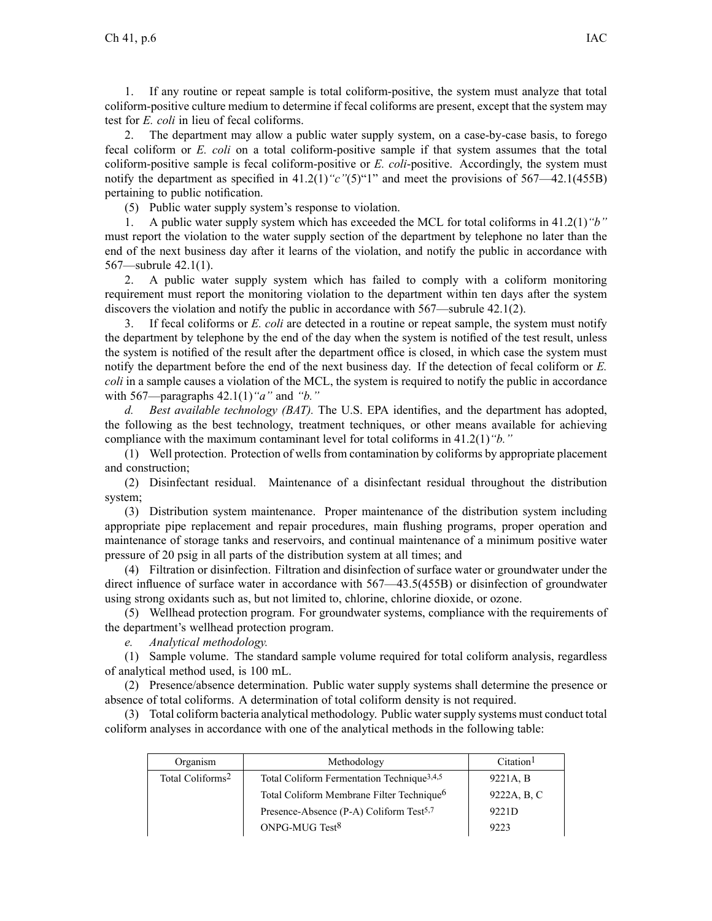1. If any routine or repeat sample is total coliform-positive, the system must analyze that total coliform-positive culture medium to determine if fecal coliforms are present, except that the system may test for *E. coli* in lieu of fecal coliforms.

2. The department may allow a public water supply system, on a case-by-case basis, to forego fecal coliform or *E. coli* on a total coliform-positive sample if that system assumes that the total coliform-positive sample is fecal coliform-positive or *E. coli*-positive. Accordingly, the system must notify the department as specified in 41.2(1)*"c"*(5)"1" and meet the provisions of 567—42.1(455B) pertaining to public notification.

(5) Public water supply system's response to violation.

1. A public water supply system which has exceeded the MCL for total coliforms in 41.2(1)*"b"* must report the violation to the water supply section of the department by telephone no later than the end of the next business day after it learns of the violation, and notify the public in accordance with 567—subrule 42.1(1).

2. A public water supply system which has failed to comply with a coliform monitoring requirement must report the monitoring violation to the department within ten days after the system discovers the violation and notify the public in accordance with 567—subrule 42.1(2).

3. If fecal coliforms or *E. coli* are detected in a routine or repeat sample, the system must notify the department by telephone by the end of the day when the system is notified of the test result, unless the system is notified of the result after the department office is closed, in which case the system must notify the department before the end of the next business day. If the detection of fecal coliform or *E. coli* in a sample causes a violation of the MCL, the system is required to notify the public in accordance with 567—paragraphs 42.1(1)*"a"* and *"b."*

*d. Best available technology (BAT).* The U.S. EPA identifies, and the department has adopted, the following as the best technology, treatment techniques, or other means available for achieving compliance with the maximum contaminant level for total coliforms in 41.2(1)*"b."*

(1) Well protection. Protection of wells from contamination by coliforms by appropriate placement and construction;

(2) Disinfectant residual. Maintenance of a disinfectant residual throughout the distribution system;

(3) Distribution system maintenance. Proper maintenance of the distribution system including appropriate pipe replacement and repair procedures, main flushing programs, proper operation and maintenance of storage tanks and reservoirs, and continual maintenance of a minimum positive water pressure of 20 psig in all parts of the distribution system at all times; and

(4) Filtration or disinfection. Filtration and disinfection of surface water or groundwater under the direct influence of surface water in accordance with 567—43.5(455B) or disinfection of groundwater using strong oxidants such as, but not limited to, chlorine, chlorine dioxide, or ozone.

(5) Wellhead protection program. For groundwater systems, compliance with the requirements of the department's wellhead protection program.

*e. Analytical methodology.*

(1) Sample volume. The standard sample volume required for total coliform analysis, regardless of analytical method used, is 100 mL.

(2) Presence/absence determination. Public water supply systems shall determine the presence or absence of total coliforms. A determination of total coliform density is not required.

(3) Total coliform bacteria analytical methodology. Public water supply systems must conduct total coliform analyses in accordance with one of the analytical methods in the following table:

| Organism | Methodology | Citation[1] |
|---|---|---|
| Total Coliforms[2] | Total Coliform Fermentation Technique[3,4,5] | 9221A, B |
| | Total Coliform Membrane Filter Technique[6] | 9222A, B, C |
| | Presence-Absence (P-A) Coliform Test[5,7] | 9221D |
| | ONPG-MUG Test[8] | 9223 |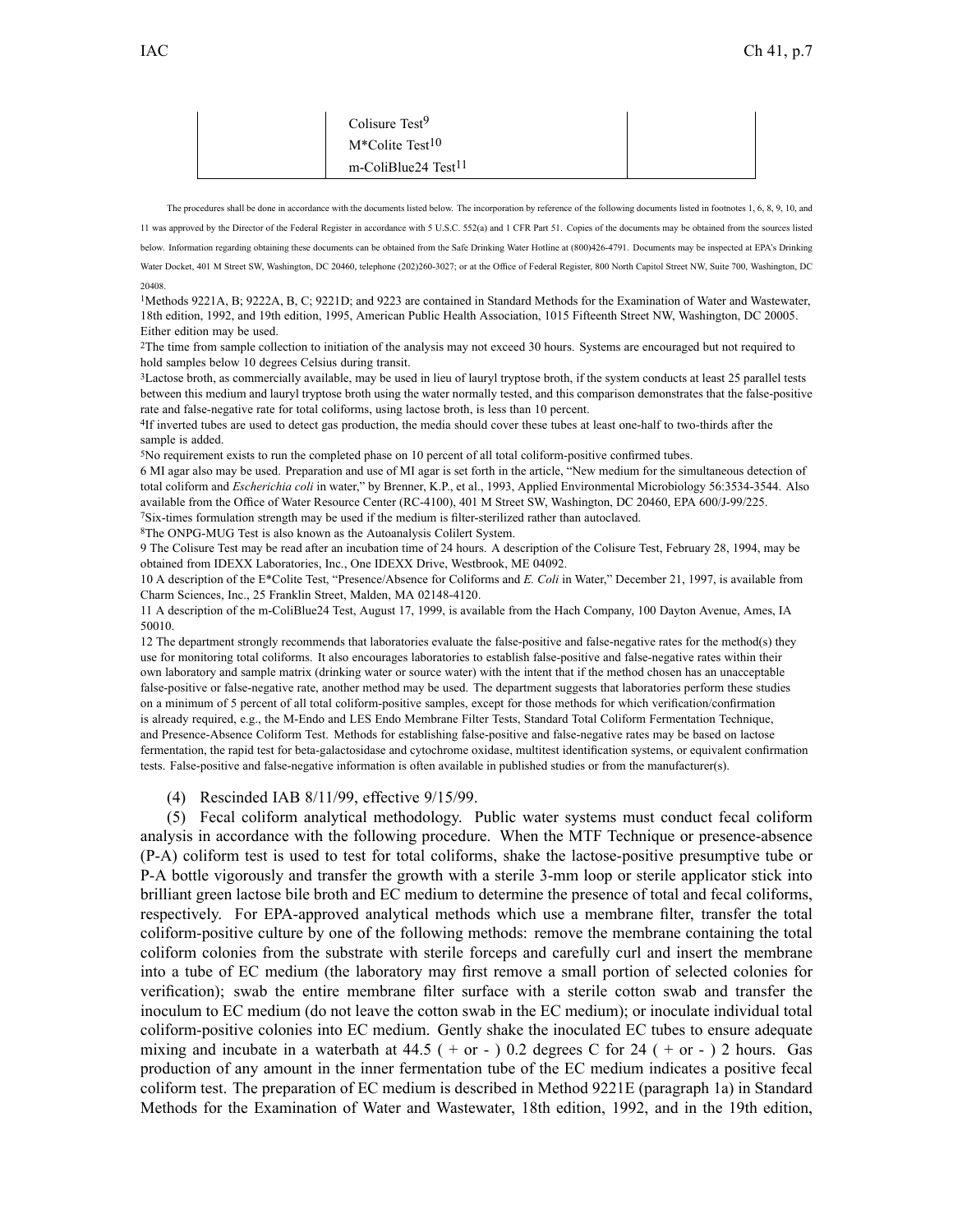| | | |
|---|---|---|
| | Colisure Test[9] | |
| | M*Colite Test[10] | |
| | m-ColiBlue24 Test[11] | |

The procedures shall be done in accordance with the documents listed below. The incorporation by reference of the following documents listed in footnotes 1, 6, 8, 9, 10, and 11 was approved by the Director of the Federal Register in accordance with 5 U.S.C. 552(a) and 1 CFR Part 51. Copies of the documents may be obtained from the sources listed below. Information regarding obtaining these documents can be obtained from the Safe Drinking Water Hotline at (800)426-4791. Documents may be inspected at EPA's Drinking Water Docket, 401 M Street SW, Washington, DC 20460, telephone (202)260-3027; or at the Office of Federal Register, 800 North Capitol Street NW, Suite 700, Washington, DC 20408.

[1]Methods 9221A, B; 9222A, B, C; 9221D; and 9223 are contained in Standard Methods for the Examination of Water and Wastewater, 18th edition, 1992, and 19th edition, 1995, American Public Health Association, 1015 Fifteenth Street NW, Washington, DC 20005. Either edition may be used.

[2]The time from sample collection to initiation of the analysis may not exceed 30 hours. Systems are encouraged but not required to hold samples below 10 degrees Celsius during transit.

[3]Lactose broth, as commercially available, may be used in lieu of lauryl tryptose broth, if the system conducts at least 25 parallel tests between this medium and lauryl tryptose broth using the water normally tested, and this comparison demonstrates that the false-positive rate and false-negative rate for total coliforms, using lactose broth, is less than 10 percent.

[4]If inverted tubes are used to detect gas production, the media should cover these tubes at least one-half to two-thirds after the sample is added.

[5]No requirement exists to run the completed phase on 10 percent of all total coliform-positive confirmed tubes.

6 MI agar also may be used. Preparation and use of MI agar is set forth in the article, "New medium for the simultaneous detection of total coliform and *Escherichia coli* in water," by Brenner, K.P., et al., 1993, Applied Environmental Microbiology 56:3534-3544. Also available from the Office of Water Resource Center (RC-4100), 401 M Street SW, Washington, DC 20460, EPA 600/J-99/225.

[7]Six-times formulation strength may be used if the medium is filter-sterilized rather than autoclaved.

[8]The ONPG-MUG Test is also known as the Autoanalysis Colilert System.

9 The Colisure Test may be read after an incubation time of 24 hours. A description of the Colisure Test, February 28, 1994, may be obtained from IDEXX Laboratories, Inc., One IDEXX Drive, Westbrook, ME 04092.

10 A description of the E*Colite Test, "Presence/Absence for Coliforms and *E. Coli* in Water," December 21, 1997, is available from Charm Sciences, Inc., 25 Franklin Street, Malden, MA 02148-4120.

11 A description of the m-ColiBlue24 Test, August 17, 1999, is available from the Hach Company, 100 Dayton Avenue, Ames, IA 50010.

12 The department strongly recommends that laboratories evaluate the false-positive and false-negative rates for the method(s) they use for monitoring total coliforms. It also encourages laboratories to establish false-positive and false-negative rates within their own laboratory and sample matrix (drinking water or source water) with the intent that if the method chosen has an unacceptable false-positive or false-negative rate, another method may be used. The department suggests that laboratories perform these studies on a minimum of 5 percent of all total coliform-positive samples, except for those methods for which verification/confirmation is already required, e.g., the M-Endo and LES Endo Membrane Filter Tests, Standard Total Coliform Fermentation Technique, and Presence-Absence Coliform Test. Methods for establishing false-positive and false-negative rates may be based on lactose fermentation, the rapid test for beta-galactosidase and cytochrome oxidase, multitest identification systems, or equivalent confirmation tests. False-positive and false-negative information is often available in published studies or from the manufacturer(s).

(4) Rescinded IAB 8/11/99, effective 9/15/99.

(5) Fecal coliform analytical methodology. Public water systems must conduct fecal coliform analysis in accordance with the following procedure. When the MTF Technique or presence-absence (P-A) coliform test is used to test for total coliforms, shake the lactose-positive presumptive tube or P-A bottle vigorously and transfer the growth with a sterile 3-mm loop or sterile applicator stick into brilliant green lactose bile broth and EC medium to determine the presence of total and fecal coliforms, respectively. For EPA-approved analytical methods which use a membrane filter, transfer the total coliform-positive culture by one of the following methods: remove the membrane containing the total coliform colonies from the substrate with sterile forceps and carefully curl and insert the membrane into a tube of EC medium (the laboratory may first remove a small portion of selected colonies for verification); swab the entire membrane filter surface with a sterile cotton swab and transfer the inoculum to EC medium (do not leave the cotton swab in the EC medium); or inoculate individual total coliform-positive colonies into EC medium. Gently shake the inoculated EC tubes to ensure adequate mixing and incubate in a waterbath at 44.5 ( + or - ) 0.2 degrees C for 24 ( + or - ) 2 hours. Gas production of any amount in the inner fermentation tube of the EC medium indicates a positive fecal coliform test. The preparation of EC medium is described in Method 9221E (paragraph 1a) in Standard Methods for the Examination of Water and Wastewater, 18th edition, 1992, and in the 19th edition,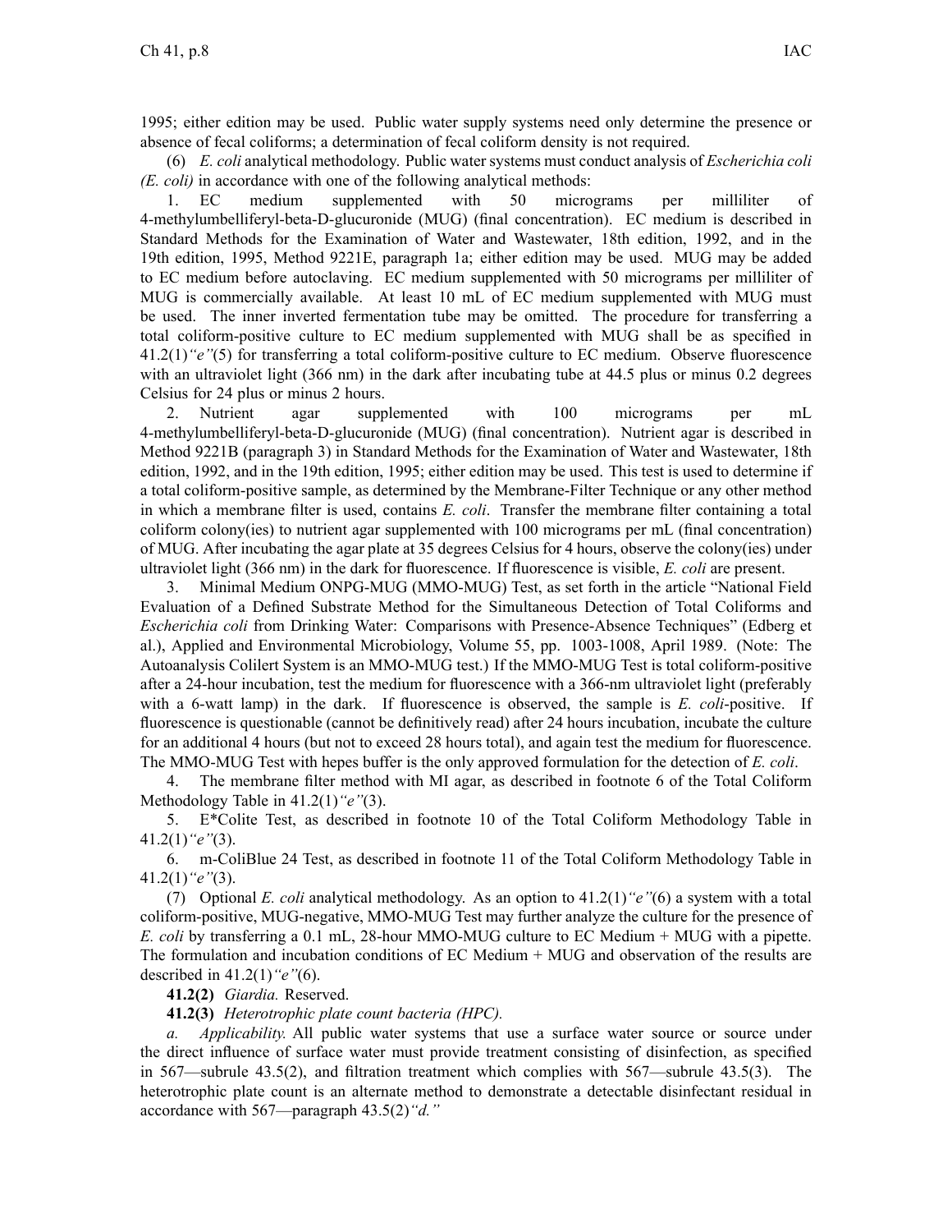1995; either edition may be used. Public water supply systems need only determine the presence or absence of fecal coliforms; a determination of fecal coliform density is not required.

(6) *E. coli* analytical methodology. Public water systems must conduct analysis of *Escherichia coli (E. coli)* in accordance with one of the following analytical methods:

1. EC medium supplemented with 50 micrograms per milliliter of 4-methylumbelliferyl-beta-D-glucuronide (MUG) (final concentration). EC medium is described in Standard Methods for the Examination of Water and Wastewater, 18th edition, 1992, and in the 19th edition, 1995, Method 9221E, paragraph 1a; either edition may be used. MUG may be added to EC medium before autoclaving. EC medium supplemented with 50 micrograms per milliliter of MUG is commercially available. At least 10 mL of EC medium supplemented with MUG must be used. The inner inverted fermentation tube may be omitted. The procedure for transferring a total coliform-positive culture to EC medium supplemented with MUG shall be as specified in 41.2(1)*"e"*(5) for transferring a total coliform-positive culture to EC medium. Observe fluorescence with an ultraviolet light (366 nm) in the dark after incubating tube at 44.5 plus or minus 0.2 degrees Celsius for 24 plus or minus 2 hours.

2. Nutrient agar supplemented with 100 micrograms per mL 4-methylumbelliferyl-beta-D-glucuronide (MUG) (final concentration). Nutrient agar is described in Method 9221B (paragraph 3) in Standard Methods for the Examination of Water and Wastewater, 18th edition, 1992, and in the 19th edition, 1995; either edition may be used. This test is used to determine if a total coliform-positive sample, as determined by the Membrane-Filter Technique or any other method in which a membrane filter is used, contains *E. coli*. Transfer the membrane filter containing a total coliform colony(ies) to nutrient agar supplemented with 100 micrograms per mL (final concentration) of MUG. After incubating the agar plate at 35 degrees Celsius for 4 hours, observe the colony(ies) under ultraviolet light (366 nm) in the dark for fluorescence. If fluorescence is visible, *E. coli* are present.

3. Minimal Medium ONPG-MUG (MMO-MUG) Test, as set forth in the article "National Field Evaluation of a Defined Substrate Method for the Simultaneous Detection of Total Coliforms and *Escherichia coli* from Drinking Water: Comparisons with Presence-Absence Techniques" (Edberg et al.), Applied and Environmental Microbiology, Volume 55, pp. 1003-1008, April 1989. (Note: The Autoanalysis Colilert System is an MMO-MUG test.) If the MMO-MUG Test is total coliform-positive after a 24-hour incubation, test the medium for fluorescence with a 366-nm ultraviolet light (preferably with a 6-watt lamp) in the dark. If fluorescence is observed, the sample is *E. coli*-positive. If fluorescence is questionable (cannot be definitively read) after 24 hours incubation, incubate the culture for an additional 4 hours (but not to exceed 28 hours total), and again test the medium for fluorescence. The MMO-MUG Test with hepes buffer is the only approved formulation for the detection of *E. coli*.

4. The membrane filter method with MI agar, as described in footnote 6 of the Total Coliform Methodology Table in 41.2(1)*"e"*(3).

5. E*Colite Test, as described in footnote 10 of the Total Coliform Methodology Table in 41.2(1)*"e"*(3).

6. m-ColiBlue 24 Test, as described in footnote 11 of the Total Coliform Methodology Table in 41.2(1)*"e"*(3).

(7) Optional *E. coli* analytical methodology. As an option to 41.2(1)*"e"*(6) a system with a total coliform-positive, MUG-negative, MMO-MUG Test may further analyze the culture for the presence of *E. coli* by transferring a 0.1 mL, 28-hour MMO-MUG culture to EC Medium + MUG with a pipette. The formulation and incubation conditions of EC Medium + MUG and observation of the results are described in 41.2(1)*"e"*(6).

**41.2(2)** *Giardia.* Reserved.

**41.2(3)** *Heterotrophic plate count bacteria (HPC).*

*a.* *Applicability.* All public water systems that use a surface water source or source under the direct influence of surface water must provide treatment consisting of disinfection, as specified in 567—subrule 43.5(2), and filtration treatment which complies with 567—subrule 43.5(3). The heterotrophic plate count is an alternate method to demonstrate a detectable disinfectant residual in accordance with 567—paragraph 43.5(2)*"d."*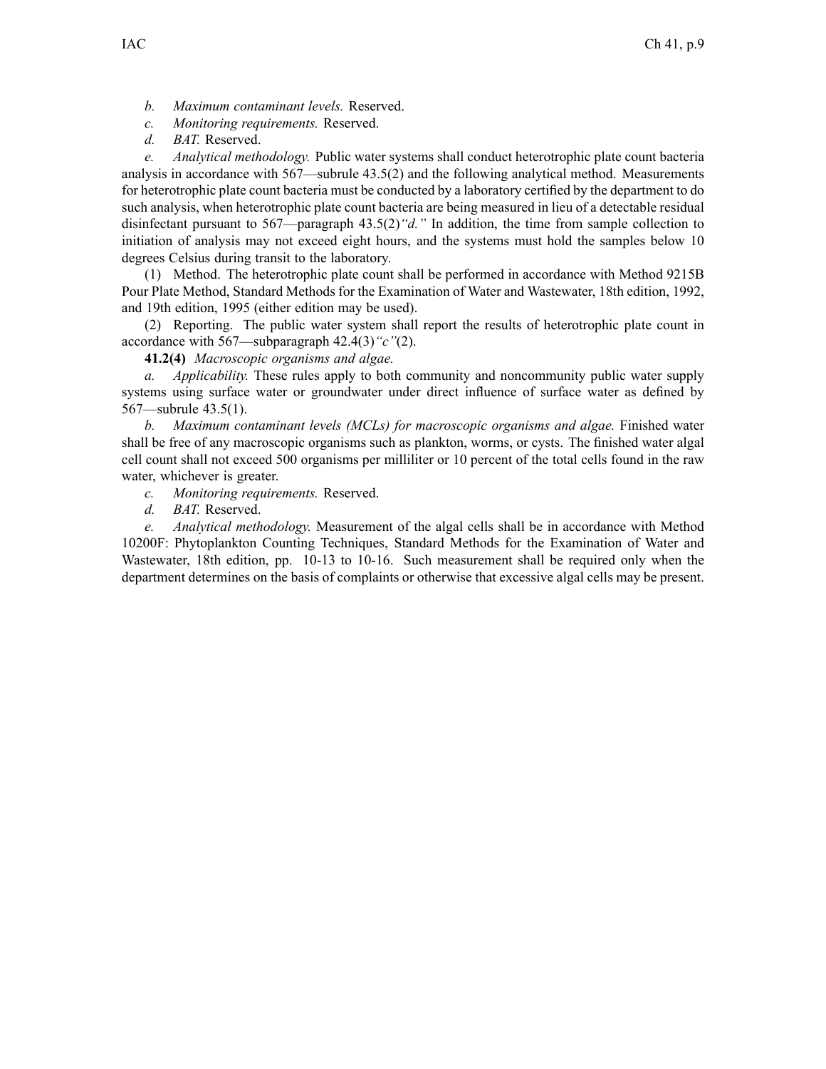*b. Maximum contaminant levels.* Reserved.

*c. Monitoring requirements.* Reserved.

*d. BAT.* Reserved.

*e. Analytical methodology.* Public water systems shall conduct heterotrophic plate count bacteria analysis in accordance with 567—subrule 43.5(2) and the following analytical method. Measurements for heterotrophic plate count bacteria must be conducted by a laboratory certified by the department to do such analysis, when heterotrophic plate count bacteria are being measured in lieu of a detectable residual disinfectant pursuant to 567—paragraph 43.5(2)*"d."* In addition, the time from sample collection to initiation of analysis may not exceed eight hours, and the systems must hold the samples below 10 degrees Celsius during transit to the laboratory.

(1) Method. The heterotrophic plate count shall be performed in accordance with Method 9215B Pour Plate Method, Standard Methods for the Examination of Water and Wastewater, 18th edition, 1992, and 19th edition, 1995 (either edition may be used).

(2) Reporting. The public water system shall report the results of heterotrophic plate count in accordance with 567—subparagraph 42.4(3)*"c"*(2).

**41.2(4)** *Macroscopic organisms and algae.*

*a. Applicability.* These rules apply to both community and noncommunity public water supply systems using surface water or groundwater under direct influence of surface water as defined by 567—subrule 43.5(1).

*b. Maximum contaminant levels (MCLs) for macroscopic organisms and algae.* Finished water shall be free of any macroscopic organisms such as plankton, worms, or cysts. The finished water algal cell count shall not exceed 500 organisms per milliliter or 10 percent of the total cells found in the raw water, whichever is greater.

*c. Monitoring requirements.* Reserved.

*d. BAT.* Reserved.

*e. Analytical methodology.* Measurement of the algal cells shall be in accordance with Method 10200F: Phytoplankton Counting Techniques, Standard Methods for the Examination of Water and Wastewater, 18th edition, pp. 10-13 to 10-16. Such measurement shall be required only when the department determines on the basis of complaints or otherwise that excessive algal cells may be present.